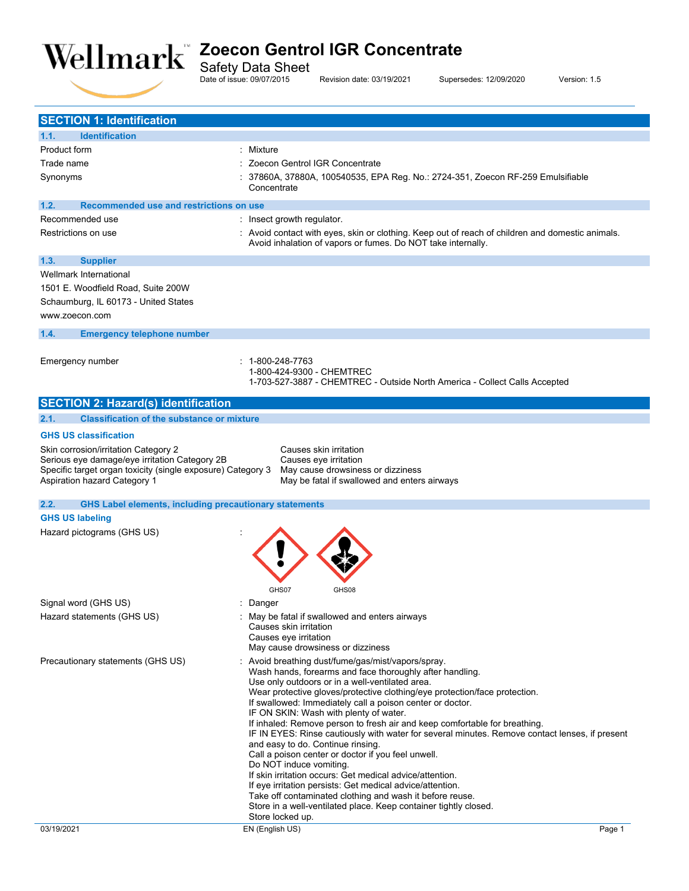# Zoecon Gentrol IGR Concentrate

Safety Data Sheet

Date of issue: 09/07/2015 Revision date: 03/19/2021 Supersedes: 12/09/2020 Version: 1.5

## SECTION 1: Identification

### 1.1. Identification

| | |
|---|---|
| Product form | : Mixture |
| Trade name | : Zoecon Gentrol IGR Concentrate |
| Synonyms | : 37860A, 37880A, 100540535, EPA Reg. No.: 2724-351, Zoecon RF-259 Emulsifiable Concentrate |

### 1.2. Recommended use and restrictions on use

| | |
|---|---|
| Recommended use | : Insect growth regulator. |
| Restrictions on use | : Avoid contact with eyes, skin or clothing. Keep out of reach of children and domestic animals. Avoid inhalation of vapors or fumes. Do NOT take internally. |

### 1.3. Supplier

Wellmark International
1501 E. Woodfield Road, Suite 200W
Schaumburg, IL 60173 - United States
www.zoecon.com

### 1.4. Emergency telephone number

Emergency number : 1-800-248-7763
1-800-424-9300 - CHEMTREC
1-703-527-3887 - CHEMTREC - Outside North America - Collect Calls Accepted

## SECTION 2: Hazard(s) identification

### 2.1. Classification of the substance or mixture

**GHS US classification**

| | |
|---|---|
| Skin corrosion/irritation Category 2 | Causes skin irritation |
| Serious eye damage/eye irritation Category 2B | Causes eye irritation |
| Specific target organ toxicity (single exposure) Category 3 | May cause drowsiness or dizziness |
| Aspiration hazard Category 1 | May be fatal if swallowed and enters airways |

### 2.2. GHS Label elements, including precautionary statements

**GHS US labeling**

Hazard pictograms (GHS US) :

GHS07 GHS08

Signal word (GHS US) : Danger

Hazard statements (GHS US) :
May be fatal if swallowed and enters airways
Causes skin irritation
Causes eye irritation
May cause drowsiness or dizziness

Precautionary statements (GHS US) :
Avoid breathing dust/fume/gas/mist/vapors/spray.
Wash hands, forearms and face thoroughly after handling.
Use only outdoors or in a well-ventilated area.
Wear protective gloves/protective clothing/eye protection/face protection.
If swallowed: Immediately call a poison center or doctor.
IF ON SKIN: Wash with plenty of water.
If inhaled: Remove person to fresh air and keep comfortable for breathing.
IF IN EYES: Rinse cautiously with water for several minutes. Remove contact lenses, if present and easy to do. Continue rinsing.
Call a poison center or doctor if you feel unwell.
Do NOT induce vomiting.
If skin irritation occurs: Get medical advice/attention.
If eye irritation persists: Get medical advice/attention.
Take off contaminated clothing and wash it before reuse.
Store in a well-ventilated place. Keep container tightly closed.
Store locked up.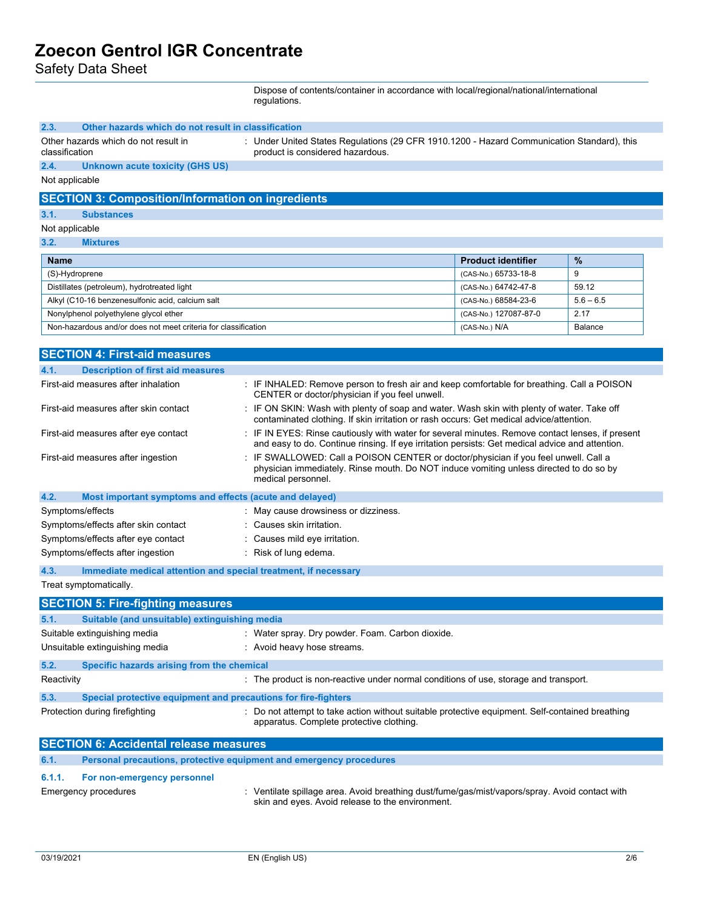Dispose of contents/container in accordance with local/regional/national/international regulations.

### 2.3. Other hazards which do not result in classification

Other hazards which do not result in classification : Under United States Regulations (29 CFR 1910.1200 - Hazard Communication Standard), this product is considered hazardous.

### 2.4. Unknown acute toxicity (GHS US)

Not applicable

## SECTION 3: Composition/Information on ingredients

### 3.1. Substances

Not applicable

### 3.2. Mixtures

| Name | Product identifier | % |
|---|---|---|
| (S)-Hydroprene | (CAS-No.) 65733-18-8 | 9 |
| Distillates (petroleum), hydrotreated light | (CAS-No.) 64742-47-8 | 59.12 |
| Alkyl (C10-16 benzenesulfonic acid, calcium salt | (CAS-No.) 68584-23-6 | 5.6 – 6.5 |
| Nonylphenol polyethylene glycol ether | (CAS-No.) 127087-87-0 | 2.17 |
| Non-hazardous and/or does not meet criteria for classification | (CAS-No.) N/A | Balance |

## SECTION 4: First-aid measures

### 4.1. Description of first aid measures

First-aid measures after inhalation : IF INHALED: Remove person to fresh air and keep comfortable for breathing. Call a POISON CENTER or doctor/physician if you feel unwell.

First-aid measures after skin contact : IF ON SKIN: Wash with plenty of soap and water. Wash skin with plenty of water. Take off contaminated clothing. If skin irritation or rash occurs: Get medical advice/attention.

First-aid measures after eye contact : IF IN EYES: Rinse cautiously with water for several minutes. Remove contact lenses, if present and easy to do. Continue rinsing. If eye irritation persists: Get medical advice and attention.

First-aid measures after ingestion : IF SWALLOWED: Call a POISON CENTER or doctor/physician if you feel unwell. Call a physician immediately. Rinse mouth. Do NOT induce vomiting unless directed to do so by medical personnel.

### 4.2. Most important symptoms and effects (acute and delayed)

Symptoms/effects : May cause drowsiness or dizziness.

Symptoms/effects after skin contact : Causes skin irritation.

Symptoms/effects after eye contact : Causes mild eye irritation.

Symptoms/effects after ingestion : Risk of lung edema.

### 4.3. Immediate medical attention and special treatment, if necessary

Treat symptomatically.

## SECTION 5: Fire-fighting measures

### 5.1. Suitable (and unsuitable) extinguishing media

Suitable extinguishing media : Water spray. Dry powder. Foam. Carbon dioxide.

Unsuitable extinguishing media : Avoid heavy hose streams.

### 5.2. Specific hazards arising from the chemical

Reactivity : The product is non-reactive under normal conditions of use, storage and transport.

### 5.3. Special protective equipment and precautions for fire-fighters

Protection during firefighting : Do not attempt to take action without suitable protective equipment. Self-contained breathing apparatus. Complete protective clothing.

## SECTION 6: Accidental release measures

### 6.1. Personal precautions, protective equipment and emergency procedures

#### 6.1.1. For non-emergency personnel

Emergency procedures : Ventilate spillage area. Avoid breathing dust/fume/gas/mist/vapors/spray. Avoid contact with skin and eyes. Avoid release to the environment.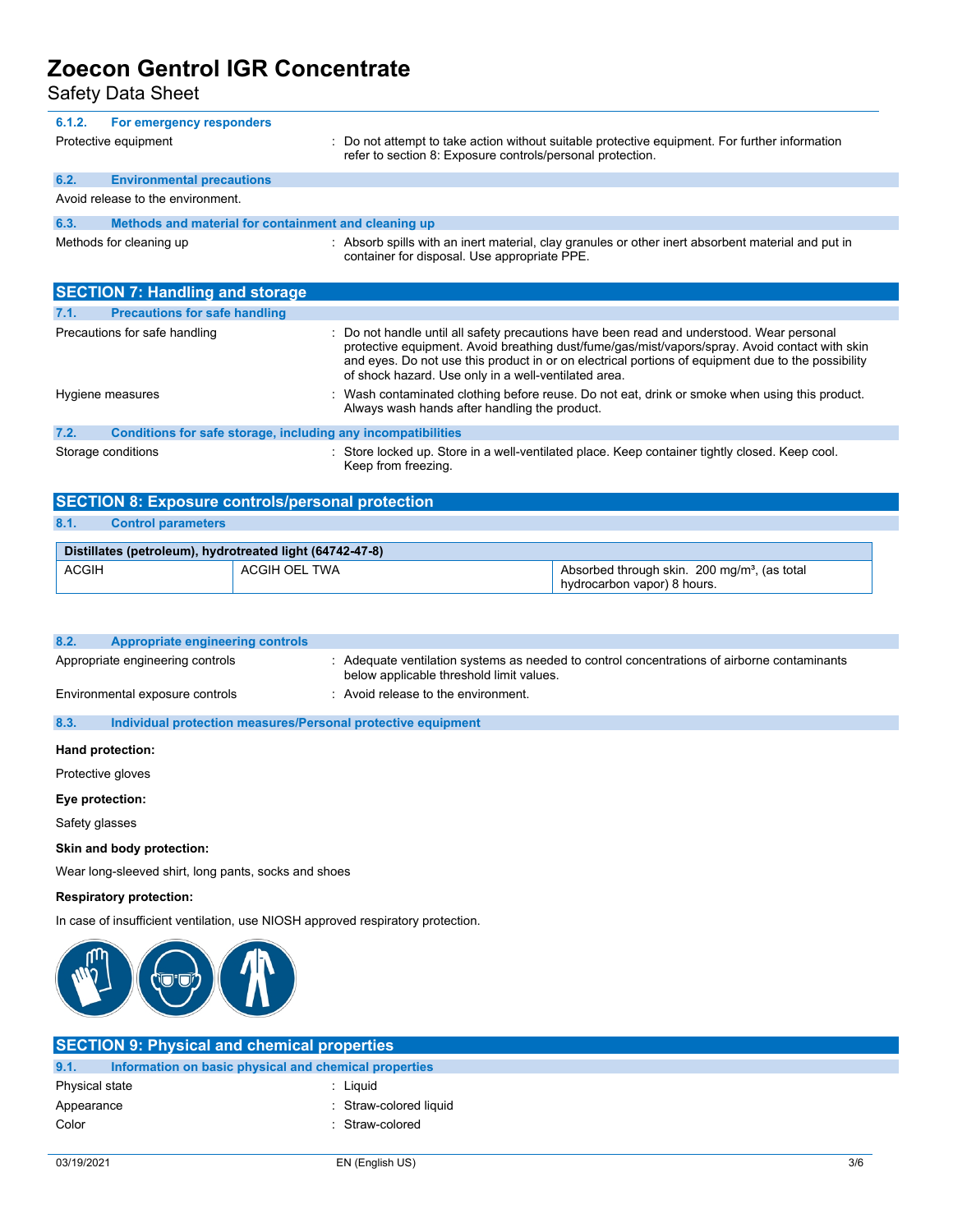#### 6.1.2. For emergency responders

Protective equipment : Do not attempt to take action without suitable protective equipment. For further information refer to section 8: Exposure controls/personal protection.

### 6.2. Environmental precautions

Avoid release to the environment.

### 6.3. Methods and material for containment and cleaning up

Methods for cleaning up : Absorb spills with an inert material, clay granules or other inert absorbent material and put in container for disposal. Use appropriate PPE.

## SECTION 7: Handling and storage

### 7.1. Precautions for safe handling

Precautions for safe handling : Do not handle until all safety precautions have been read and understood. Wear personal protective equipment. Avoid breathing dust/fume/gas/mist/vapors/spray. Avoid contact with skin and eyes. Do not use this product in or on electrical portions of equipment due to the possibility of shock hazard. Use only in a well-ventilated area.

Hygiene measures : Wash contaminated clothing before reuse. Do not eat, drink or smoke when using this product. Always wash hands after handling the product.

### 7.2. Conditions for safe storage, including any incompatibilities

Storage conditions : Store locked up. Store in a well-ventilated place. Keep container tightly closed. Keep cool. Keep from freezing.

## SECTION 8: Exposure controls/personal protection

### 8.1. Control parameters

| Distillates (petroleum), hydrotreated light (64742-47-8) | | |
|---|---|---|
| ACGIH | ACGIH OEL TWA | Absorbed through skin. 200 mg/m³, (as total hydrocarbon vapor) 8 hours. |

### 8.2. Appropriate engineering controls

Appropriate engineering controls : Adequate ventilation systems as needed to control concentrations of airborne contaminants below applicable threshold limit values.

Environmental exposure controls : Avoid release to the environment.

### 8.3. Individual protection measures/Personal protective equipment

**Hand protection:**

Protective gloves

**Eye protection:**

Safety glasses

**Skin and body protection:**

Wear long-sleeved shirt, long pants, socks and shoes

**Respiratory protection:**

In case of insufficient ventilation, use NIOSH approved respiratory protection.

## SECTION 9: Physical and chemical properties

### 9.1. Information on basic physical and chemical properties

Physical state : Liquid

Appearance : Straw-colored liquid

Color : Straw-colored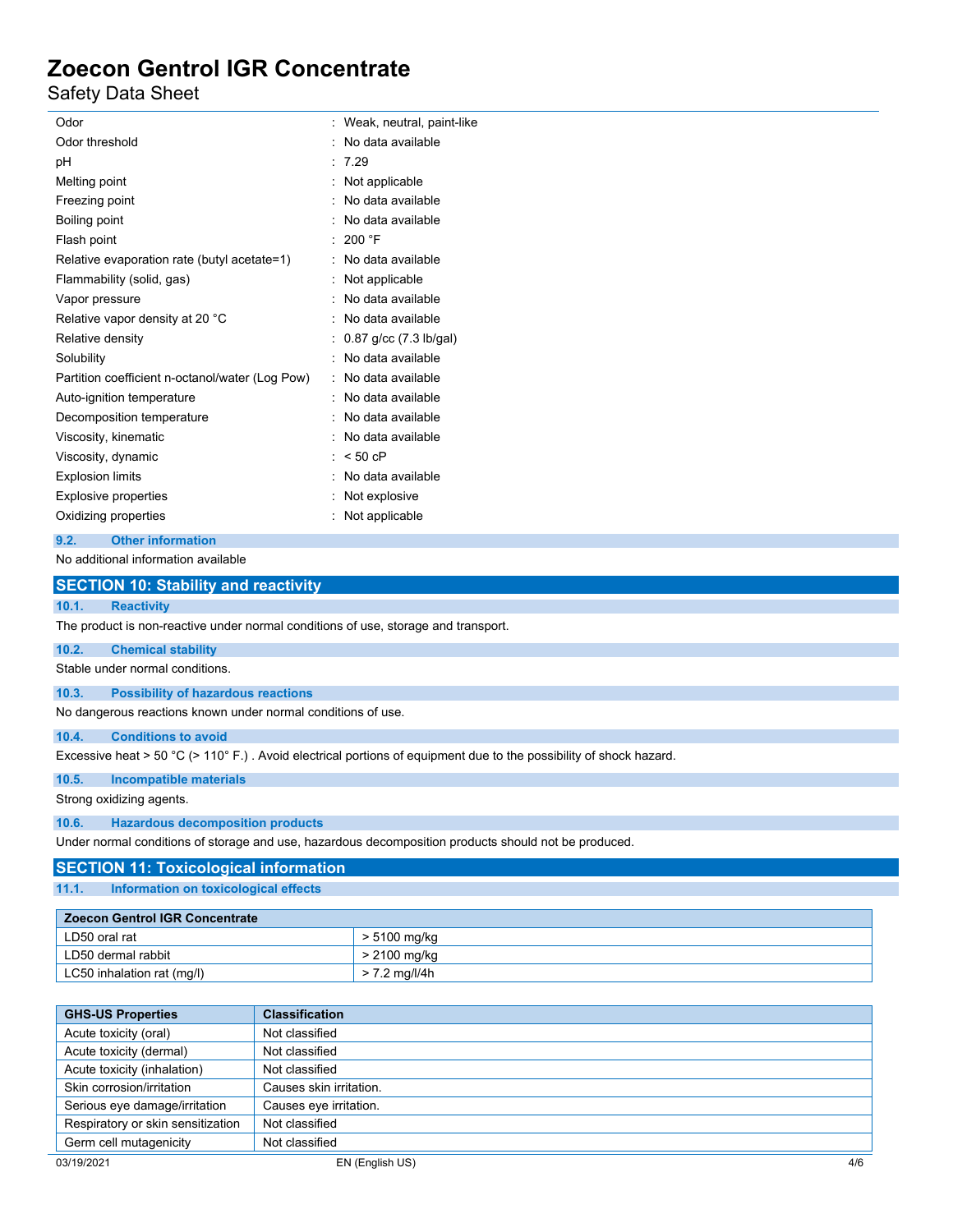| | |
|---|---|
| Odor | : Weak, neutral, paint-like |
| Odor threshold | : No data available |
| pH | : 7.29 |
| Melting point | : Not applicable |
| Freezing point | : No data available |
| Boiling point | : No data available |
| Flash point | : 200 °F |
| Relative evaporation rate (butyl acetate=1) | : No data available |
| Flammability (solid, gas) | : Not applicable |
| Vapor pressure | : No data available |
| Relative vapor density at 20 °C | : No data available |
| Relative density | : 0.87 g/cc (7.3 lb/gal) |
| Solubility | : No data available |
| Partition coefficient n-octanol/water (Log Pow) | : No data available |
| Auto-ignition temperature | : No data available |
| Decomposition temperature | : No data available |
| Viscosity, kinematic | : No data available |
| Viscosity, dynamic | : < 50 cP |
| Explosion limits | : No data available |
| Explosive properties | : Not explosive |
| Oxidizing properties | : Not applicable |

### 9.2. Other information

No additional information available

## SECTION 10: Stability and reactivity

### 10.1. Reactivity

The product is non-reactive under normal conditions of use, storage and transport.

### 10.2. Chemical stability

Stable under normal conditions.

### 10.3. Possibility of hazardous reactions

No dangerous reactions known under normal conditions of use.

### 10.4. Conditions to avoid

Excessive heat > 50 °C (> 110° F.) . Avoid electrical portions of equipment due to the possibility of shock hazard.

### 10.5. Incompatible materials

Strong oxidizing agents.

### 10.6. Hazardous decomposition products

Under normal conditions of storage and use, hazardous decomposition products should not be produced.

## SECTION 11: Toxicological information

### 11.1. Information on toxicological effects

| Zoecon Gentrol IGR Concentrate | |
|---|---|
| LD50 oral rat | > 5100 mg/kg |
| LD50 dermal rabbit | > 2100 mg/kg |
| LC50 inhalation rat (mg/l) | > 7.2 mg/l/4h |

| GHS-US Properties | Classification |
|---|---|
| Acute toxicity (oral) | Not classified |
| Acute toxicity (dermal) | Not classified |
| Acute toxicity (inhalation) | Not classified |
| Skin corrosion/irritation | Causes skin irritation. |
| Serious eye damage/irritation | Causes eye irritation. |
| Respiratory or skin sensitization | Not classified |
| Germ cell mutagenicity | Not classified |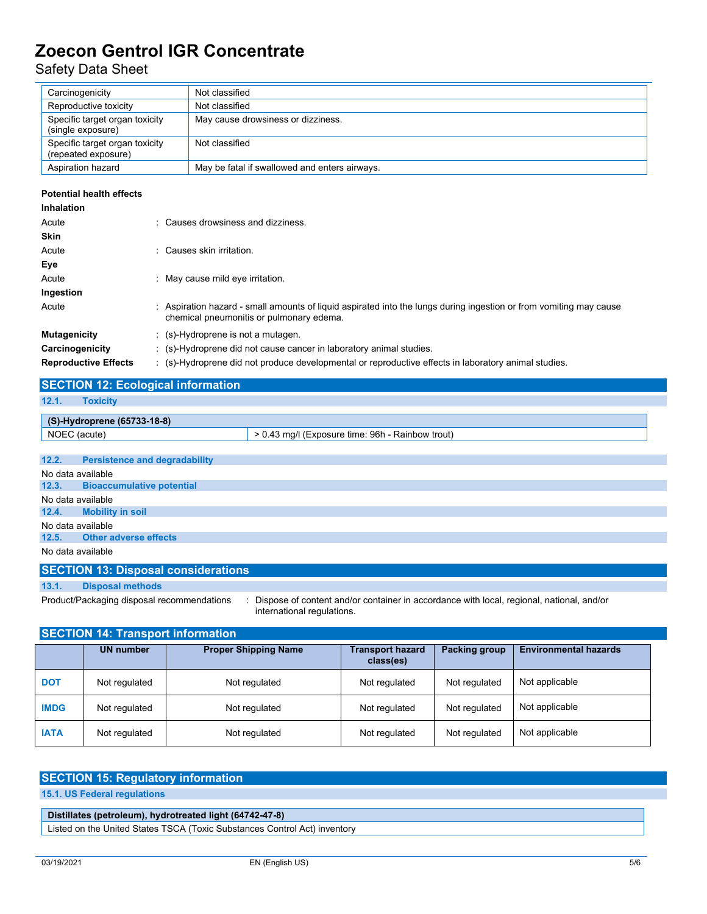| Carcinogenicity | Not classified |
|---|---|
| Reproductive toxicity | Not classified |
| Specific target organ toxicity (single exposure) | May cause drowsiness or dizziness. |
| Specific target organ toxicity (repeated exposure) | Not classified |
| Aspiration hazard | May be fatal if swallowed and enters airways. |

**Potential health effects**

**Inhalation**

Acute : Causes drowsiness and dizziness.

**Skin**

Acute : Causes skin irritation.

**Eye**

Acute : May cause mild eye irritation.

**Ingestion**

Acute : Aspiration hazard - small amounts of liquid aspirated into the lungs during ingestion or from vomiting may cause chemical pneumonitis or pulmonary edema.

**Mutagenicity** : (s)-Hydroprene is not a mutagen.

**Carcinogenicity** : (s)-Hydroprene did not cause cancer in laboratory animal studies.

**Reproductive Effects** : (s)-Hydroprene did not produce developmental or reproductive effects in laboratory animal studies.

## SECTION 12: Ecological information

### 12.1. Toxicity

| (S)-Hydroprene (65733-18-8) | |
|---|---|
| NOEC (acute) | > 0.43 mg/l (Exposure time: 96h - Rainbow trout) |

### 12.2. Persistence and degradability

No data available

### 12.3. Bioaccumulative potential

No data available

### 12.4. Mobility in soil

No data available

### 12.5. Other adverse effects

No data available

## SECTION 13: Disposal considerations

### 13.1. Disposal methods

Product/Packaging disposal recommendations : Dispose of content and/or container in accordance with local, regional, national, and/or international regulations.

## SECTION 14: Transport information

| | UN number | Proper Shipping Name | Transport hazard class(es) | Packing group | Environmental hazards |
|---|---|---|---|---|---|
| **DOT** | Not regulated | Not regulated | Not regulated | Not regulated | Not applicable |
| **IMDG** | Not regulated | Not regulated | Not regulated | Not regulated | Not applicable |
| **IATA** | Not regulated | Not regulated | Not regulated | Not regulated | Not applicable |

## SECTION 15: Regulatory information

### 15.1. US Federal regulations

| Distillates (petroleum), hydrotreated light (64742-47-8) |
|---|
| Listed on the United States TSCA (Toxic Substances Control Act) inventory |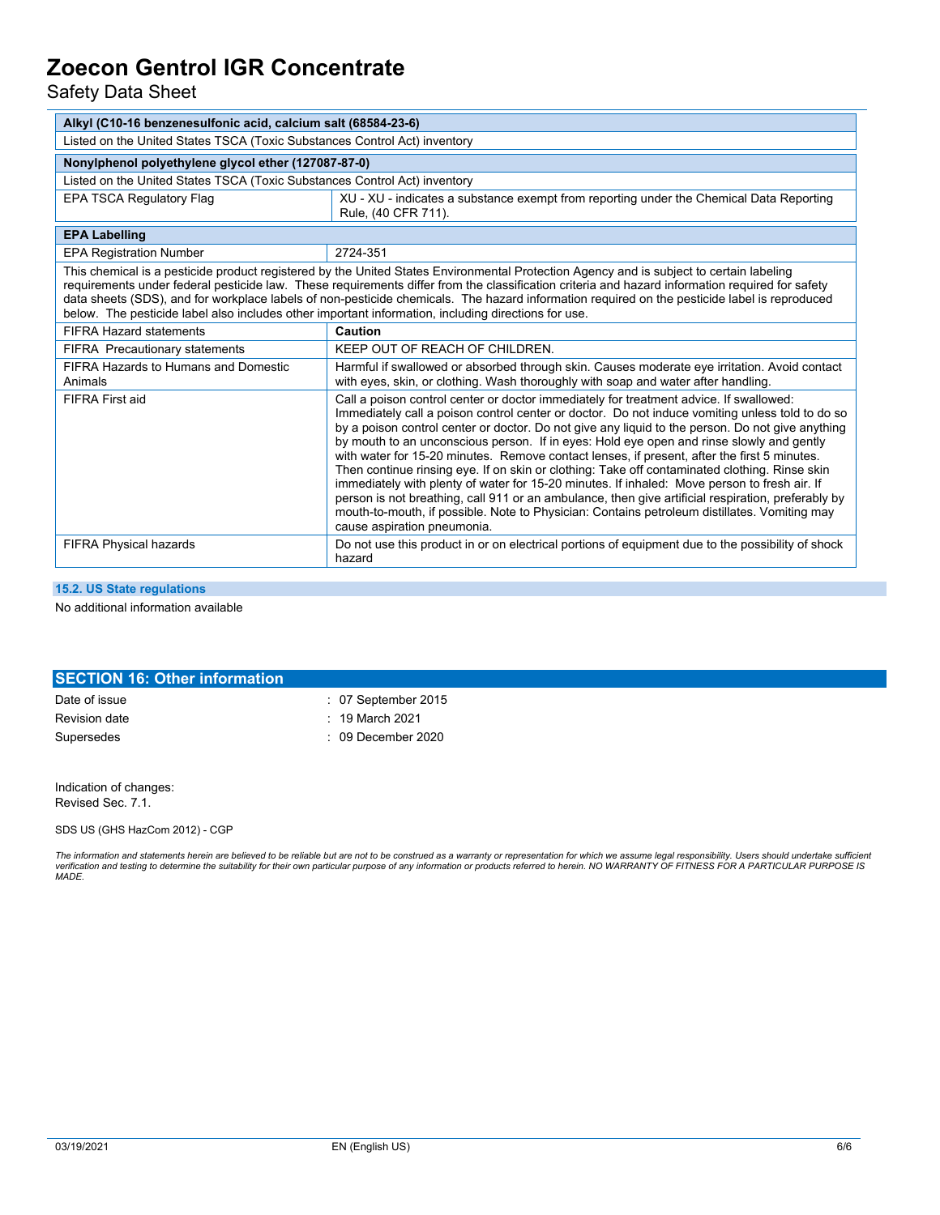| Alkyl (C10-16 benzenesulfonic acid, calcium salt (68584-23-6) | |
|---|---|
| Listed on the United States TSCA (Toxic Substances Control Act) inventory | |

| Nonylphenol polyethylene glycol ether (127087-87-0) | |
|---|---|
| Listed on the United States TSCA (Toxic Substances Control Act) inventory | |
| EPA TSCA Regulatory Flag | XU - XU - indicates a substance exempt from reporting under the Chemical Data Reporting Rule, (40 CFR 711). |

| EPA Labelling | |
|---|---|
| EPA Registration Number | 2724-351 |
| This chemical is a pesticide product registered by the United States Environmental Protection Agency and is subject to certain labeling requirements under federal pesticide law. These requirements differ from the classification criteria and hazard information required for safety data sheets (SDS), and for workplace labels of non-pesticide chemicals. The hazard information required on the pesticide label is reproduced below. The pesticide label also includes other important information, including directions for use. | |
| FIFRA Hazard statements | **Caution** |
| FIFRA Precautionary statements | KEEP OUT OF REACH OF CHILDREN. |
| FIFRA Hazards to Humans and Domestic Animals | Harmful if swallowed or absorbed through skin. Causes moderate eye irritation. Avoid contact with eyes, skin, or clothing. Wash thoroughly with soap and water after handling. |
| FIFRA First aid | Call a poison control center or doctor immediately for treatment advice. If swallowed: Immediately call a poison control center or doctor. Do not induce vomiting unless told to do so by a poison control center or doctor. Do not give any liquid to the person. Do not give anything by mouth to an unconscious person. If in eyes: Hold eye open and rinse slowly and gently with water for 15-20 minutes. Remove contact lenses, if present, after the first 5 minutes. Then continue rinsing eye. If on skin or clothing: Take off contaminated clothing. Rinse skin immediately with plenty of water for 15-20 minutes. If inhaled: Move person to fresh air. If person is not breathing, call 911 or an ambulance, then give artificial respiration, preferably by mouth-to-mouth, if possible. Note to Physician: Contains petroleum distillates. Vomiting may cause aspiration pneumonia. |
| FIFRA Physical hazards | Do not use this product in or on electrical portions of equipment due to the possibility of shock hazard |

### 15.2. US State regulations

No additional information available

## SECTION 16: Other information

Date of issue : 07 September 2015

Revision date : 19 March 2021

Supersedes : 09 December 2020

Indication of changes:
Revised Sec. 7.1.

SDS US (GHS HazCom 2012) - CGP

*The information and statements herein are believed to be reliable but are not to be construed as a warranty or representation for which we assume legal responsibility. Users should undertake sufficient verification and testing to determine the suitability for their own particular purpose of any information or products referred to herein. NO WARRANTY OF FITNESS FOR A PARTICULAR PURPOSE IS MADE.*